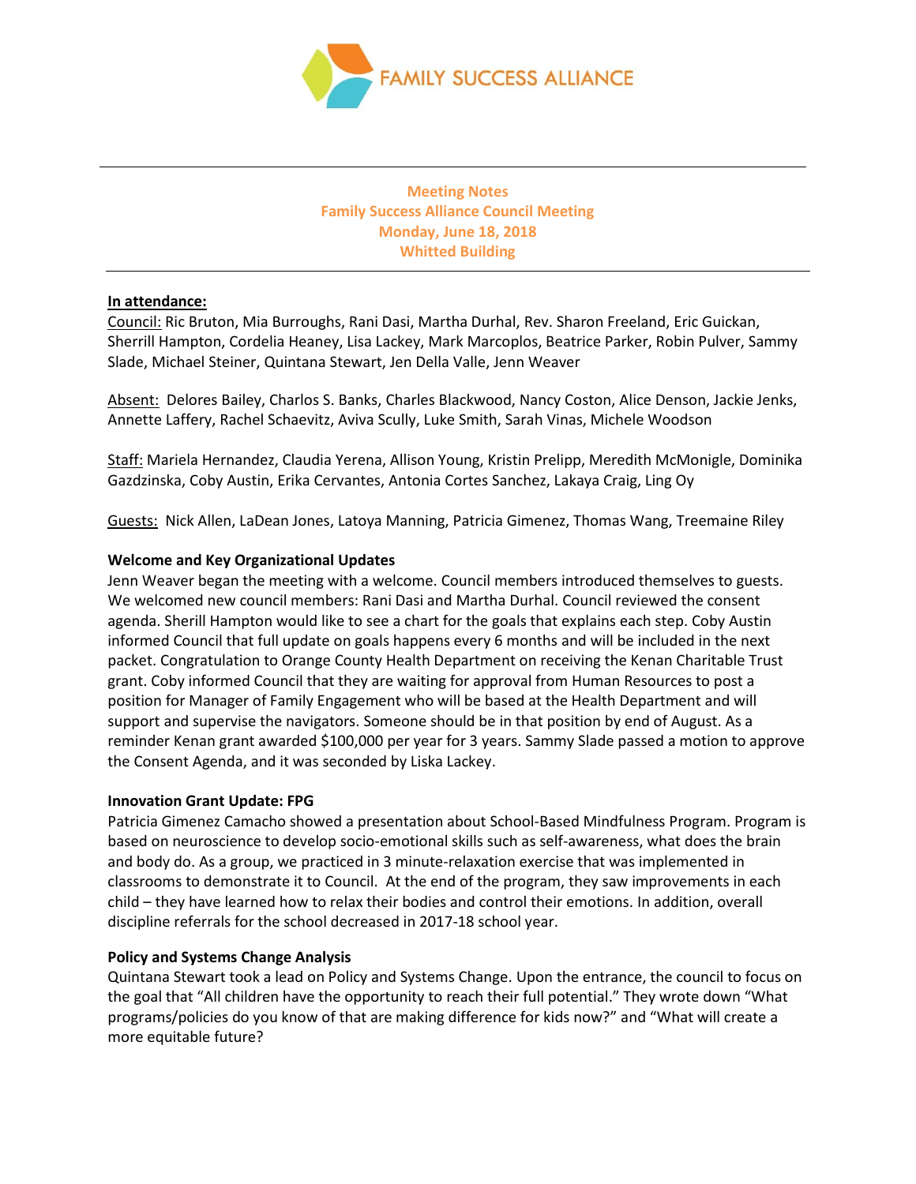FAMILY SUCCESS ALLIANCE

**Meeting Notes**
**Family Success Alliance Council Meeting**
**Monday, June 18, 2018**
**Whitted Building**

**In attendance:**

Council: Ric Bruton, Mia Burroughs, Rani Dasi, Martha Durhal, Rev. Sharon Freeland, Eric Guickan, Sherrill Hampton, Cordelia Heaney, Lisa Lackey, Mark Marcoplos, Beatrice Parker, Robin Pulver, Sammy Slade, Michael Steiner, Quintana Stewart, Jen Della Valle, Jenn Weaver

Absent: Delores Bailey, Charlos S. Banks, Charles Blackwood, Nancy Coston, Alice Denson, Jackie Jenks, Annette Laffery, Rachel Schaevitz, Aviva Scully, Luke Smith, Sarah Vinas, Michele Woodson

Staff: Mariela Hernandez, Claudia Yerena, Allison Young, Kristin Prelipp, Meredith McMonigle, Dominika Gazdzinska, Coby Austin, Erika Cervantes, Antonia Cortes Sanchez, Lakaya Craig, Ling Oy

Guests: Nick Allen, LaDean Jones, Latoya Manning, Patricia Gimenez, Thomas Wang, Treemaine Riley

**Welcome and Key Organizational Updates**

Jenn Weaver began the meeting with a welcome. Council members introduced themselves to guests. We welcomed new council members: Rani Dasi and Martha Durhal. Council reviewed the consent agenda. Sherill Hampton would like to see a chart for the goals that explains each step. Coby Austin informed Council that full update on goals happens every 6 months and will be included in the next packet. Congratulation to Orange County Health Department on receiving the Kenan Charitable Trust grant. Coby informed Council that they are waiting for approval from Human Resources to post a position for Manager of Family Engagement who will be based at the Health Department and will support and supervise the navigators. Someone should be in that position by end of August. As a reminder Kenan grant awarded $100,000 per year for 3 years. Sammy Slade passed a motion to approve the Consent Agenda, and it was seconded by Liska Lackey.

**Innovation Grant Update: FPG**

Patricia Gimenez Camacho showed a presentation about School-Based Mindfulness Program. Program is based on neuroscience to develop socio-emotional skills such as self-awareness, what does the brain and body do. As a group, we practiced in 3 minute-relaxation exercise that was implemented in classrooms to demonstrate it to Council. At the end of the program, they saw improvements in each child – they have learned how to relax their bodies and control their emotions. In addition, overall discipline referrals for the school decreased in 2017-18 school year.

**Policy and Systems Change Analysis**

Quintana Stewart took a lead on Policy and Systems Change. Upon the entrance, the council to focus on the goal that "All children have the opportunity to reach their full potential." They wrote down "What programs/policies do you know of that are making difference for kids now?" and "What will create a more equitable future?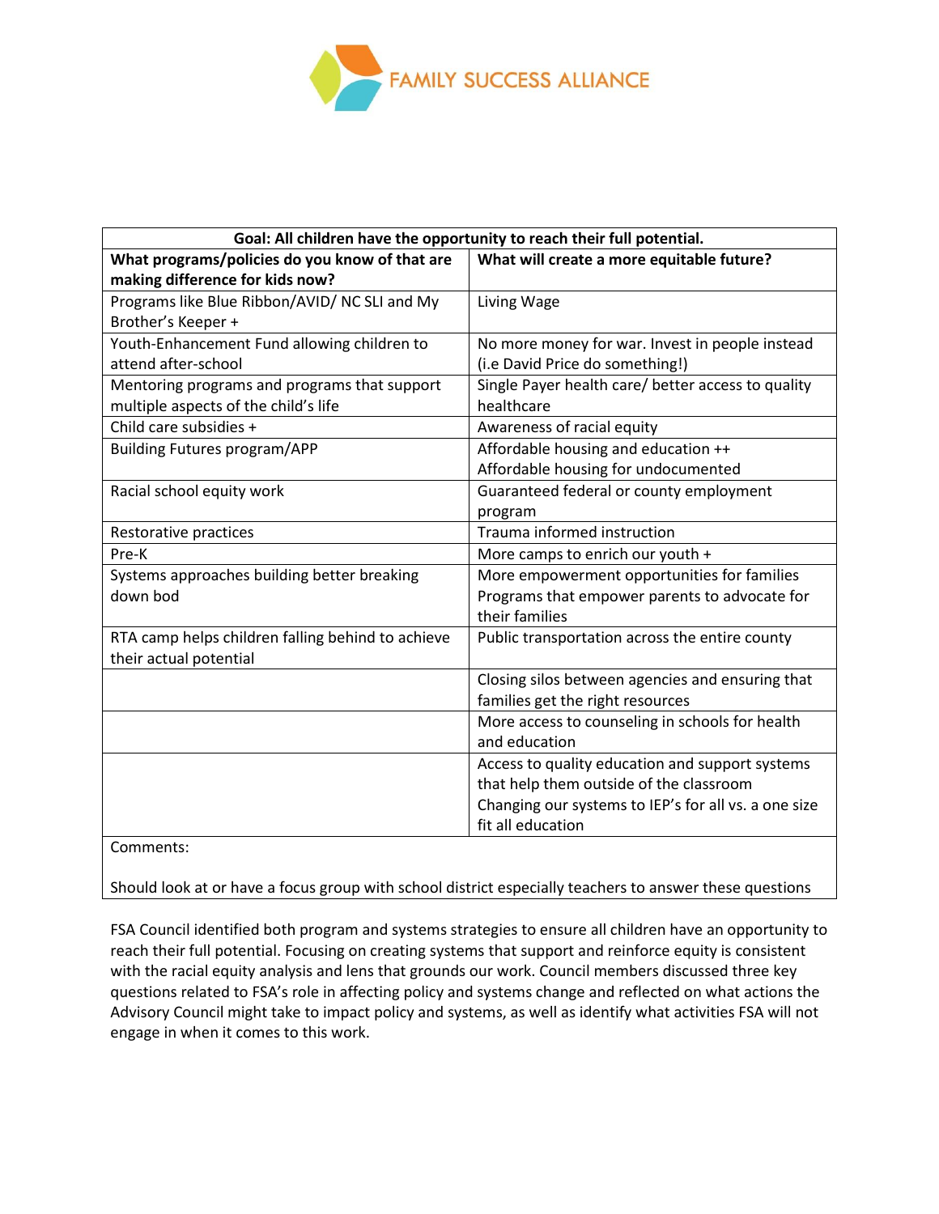| Goal: All children have the opportunity to reach their full potential. | |
|---|---|
| **What programs/policies do you know of that are making difference for kids now?** | **What will create a more equitable future?** |
| Programs like Blue Ribbon/AVID/ NC SLI and My Brother's Keeper + | Living Wage |
| Youth-Enhancement Fund allowing children to attend after-school | No more money for war. Invest in people instead (i.e David Price do something!) |
| Mentoring programs and programs that support multiple aspects of the child's life | Single Payer health care/ better access to quality healthcare |
| Child care subsidies + | Awareness of racial equity |
| Building Futures program/APP | Affordable housing and education ++<br>Affordable housing for undocumented |
| Racial school equity work | Guaranteed federal or county employment program |
| Restorative practices | Trauma informed instruction |
| Pre-K | More camps to enrich our youth + |
| Systems approaches building better breaking down bod | More empowerment opportunities for families<br>Programs that empower parents to advocate for their families |
| RTA camp helps children falling behind to achieve their actual potential | Public transportation across the entire county |
| | Closing silos between agencies and ensuring that families get the right resources |
| | More access to counseling in schools for health and education |
| | Access to quality education and support systems that help them outside of the classroom<br>Changing our systems to IEP's for all vs. a one size fit all education |
| Comments:<br><br>Should look at or have a focus group with school district especially teachers to answer these questions | |

FSA Council identified both program and systems strategies to ensure all children have an opportunity to reach their full potential. Focusing on creating systems that support and reinforce equity is consistent with the racial equity analysis and lens that grounds our work. Council members discussed three key questions related to FSA's role in affecting policy and systems change and reflected on what actions the Advisory Council might take to impact policy and systems, as well as identify what activities FSA will not engage in when it comes to this work.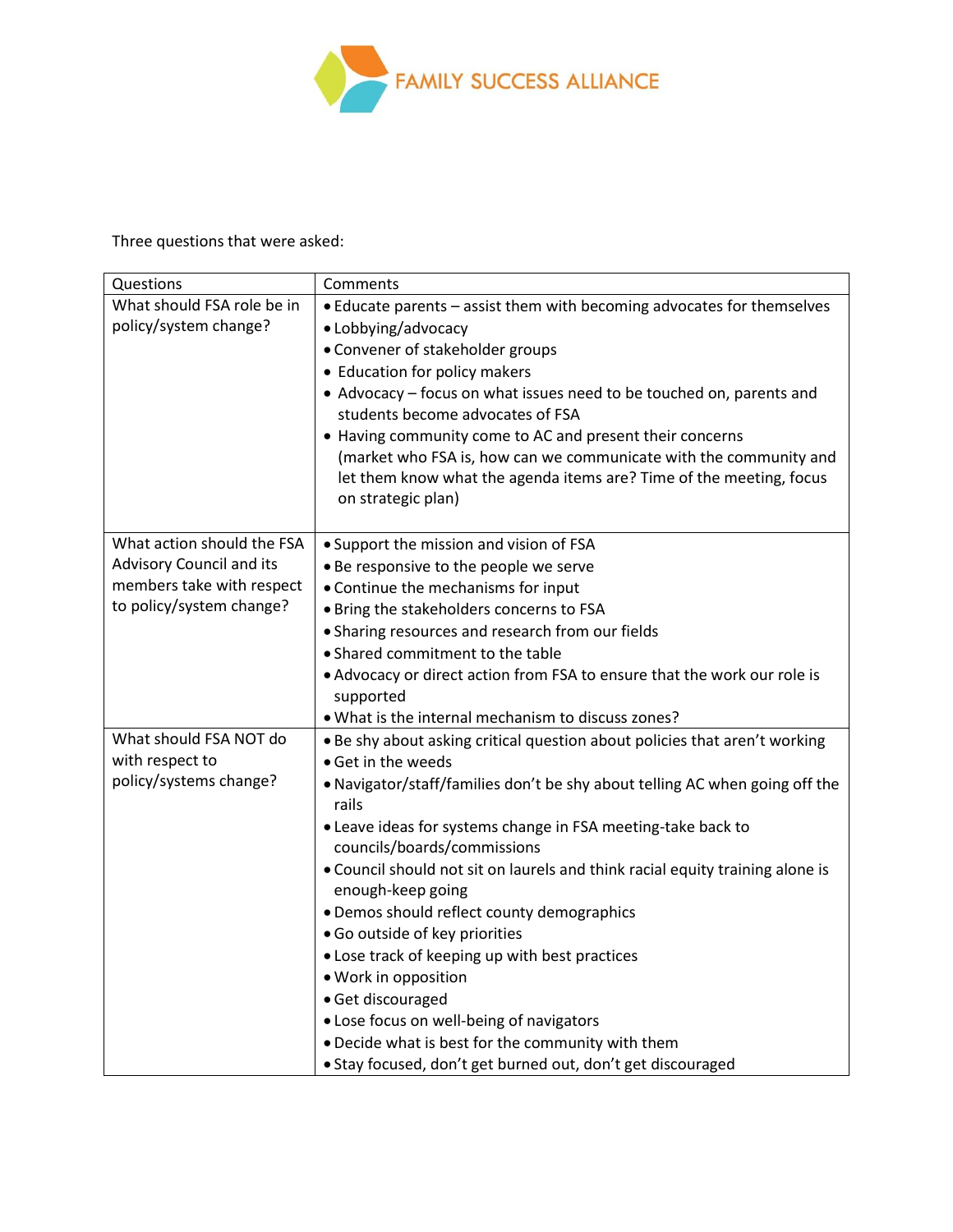FAMILY SUCCESS ALLIANCE

Three questions that were asked:

| Questions | Comments |
| --- | --- |
| What should FSA role be in policy/system change? | • Educate parents – assist them with becoming advocates for themselves<br>• Lobbying/advocacy<br>• Convener of stakeholder groups<br>• Education for policy makers<br>• Advocacy – focus on what issues need to be touched on, parents and students become advocates of FSA<br>• Having community come to AC and present their concerns (market who FSA is, how can we communicate with the community and let them know what the agenda items are? Time of the meeting, focus on strategic plan) |
| What action should the FSA Advisory Council and its members take with respect to policy/system change? | • Support the mission and vision of FSA<br>• Be responsive to the people we serve<br>• Continue the mechanisms for input<br>• Bring the stakeholders concerns to FSA<br>• Sharing resources and research from our fields<br>• Shared commitment to the table<br>• Advocacy or direct action from FSA to ensure that the work our role is supported<br>• What is the internal mechanism to discuss zones? |
| What should FSA NOT do with respect to policy/systems change? | • Be shy about asking critical question about policies that aren't working<br>• Get in the weeds<br>• Navigator/staff/families don't be shy about telling AC when going off the rails<br>• Leave ideas for systems change in FSA meeting-take back to councils/boards/commissions<br>• Council should not sit on laurels and think racial equity training alone is enough-keep going<br>• Demos should reflect county demographics<br>• Go outside of key priorities<br>• Lose track of keeping up with best practices<br>• Work in opposition<br>• Get discouraged<br>• Lose focus on well-being of navigators<br>• Decide what is best for the community with them<br>• Stay focused, don't get burned out, don't get discouraged |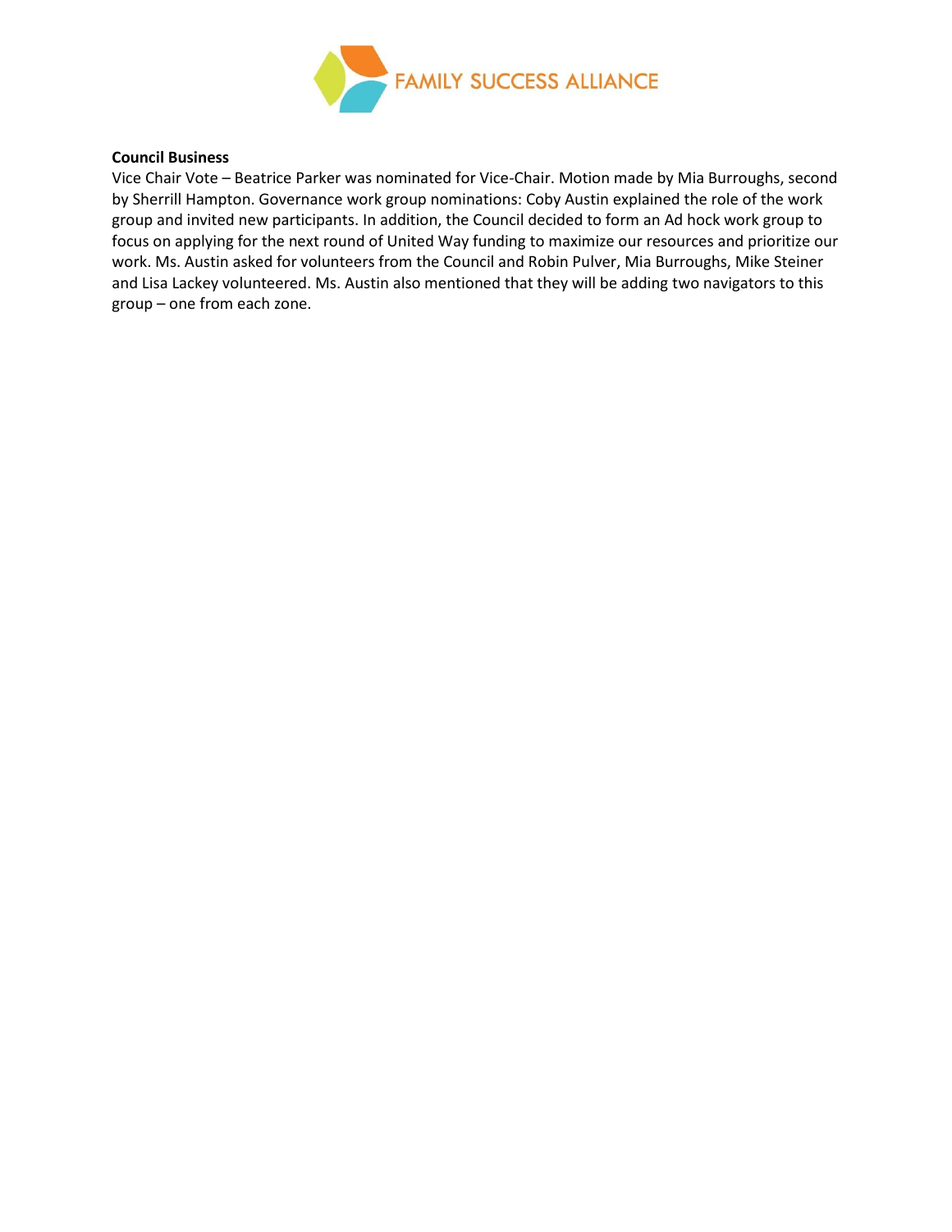**Council Business**

Vice Chair Vote – Beatrice Parker was nominated for Vice-Chair. Motion made by Mia Burroughs, second by Sherrill Hampton. Governance work group nominations: Coby Austin explained the role of the work group and invited new participants. In addition, the Council decided to form an Ad hock work group to focus on applying for the next round of United Way funding to maximize our resources and prioritize our work. Ms. Austin asked for volunteers from the Council and Robin Pulver, Mia Burroughs, Mike Steiner and Lisa Lackey volunteered. Ms. Austin also mentioned that they will be adding two navigators to this group – one from each zone.